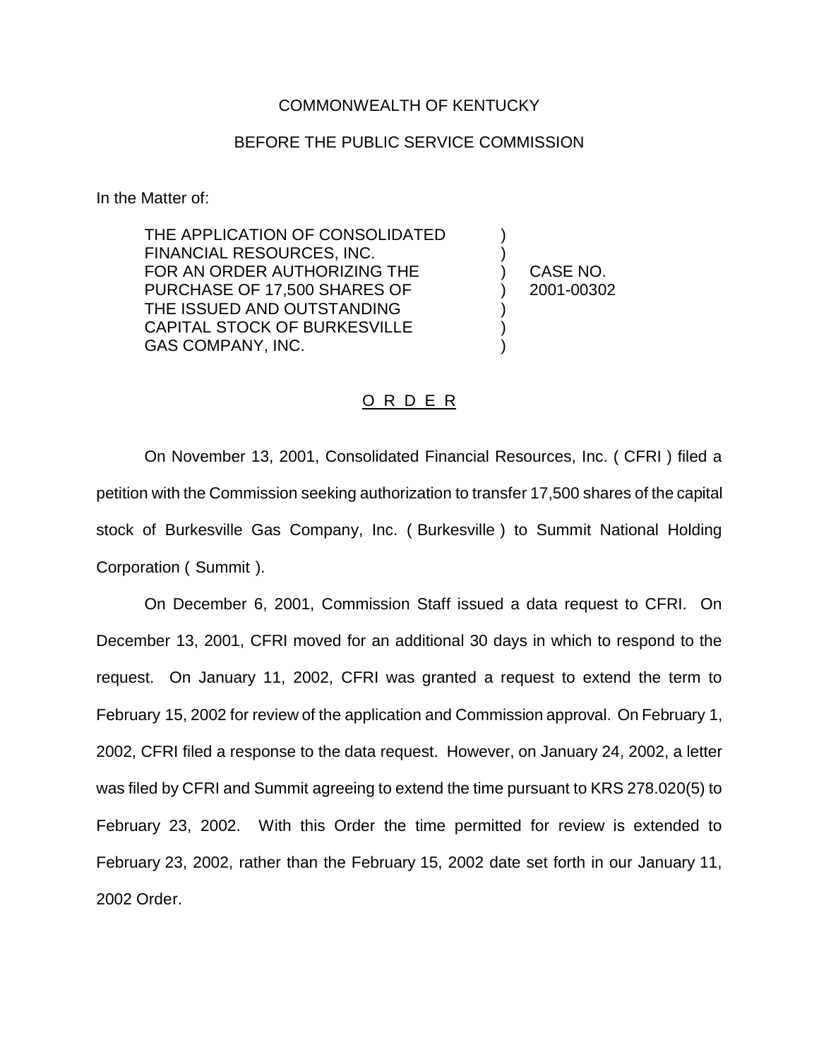COMMONWEALTH OF KENTUCKY

BEFORE THE PUBLIC SERVICE COMMISSION

In the Matter of:

| | | |
|---|---|---|
| THE APPLICATION OF CONSOLIDATED FINANCIAL RESOURCES, INC. FOR AN ORDER AUTHORIZING THE PURCHASE OF 17,500 SHARES OF THE ISSUED AND OUTSTANDING CAPITAL STOCK OF BURKESVILLE GAS COMPANY, INC. | ) | CASE NO. 2001-00302 |

## O R D E R

On November 13, 2001, Consolidated Financial Resources, Inc. ( CFRI ) filed a petition with the Commission seeking authorization to transfer 17,500 shares of the capital stock of Burkesville Gas Company, Inc. ( Burkesville ) to Summit National Holding Corporation ( Summit ).

On December 6, 2001, Commission Staff issued a data request to CFRI. On December 13, 2001, CFRI moved for an additional 30 days in which to respond to the request. On January 11, 2002, CFRI was granted a request to extend the term to February 15, 2002 for review of the application and Commission approval. On February 1, 2002, CFRI filed a response to the data request. However, on January 24, 2002, a letter was filed by CFRI and Summit agreeing to extend the time pursuant to KRS 278.020(5) to February 23, 2002. With this Order the time permitted for review is extended to February 23, 2002, rather than the February 15, 2002 date set forth in our January 11, 2002 Order.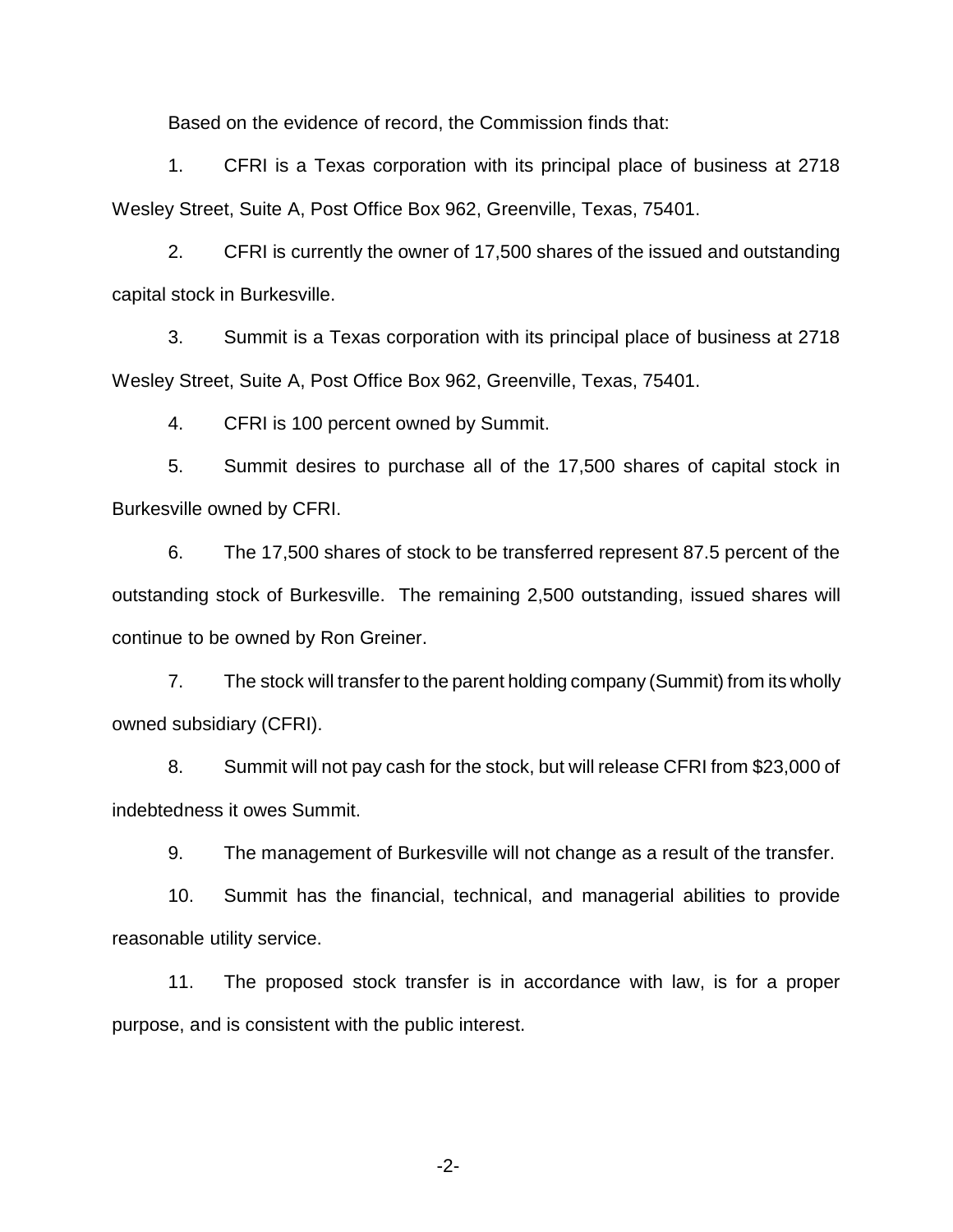Based on the evidence of record, the Commission finds that:

1. CFRI is a Texas corporation with its principal place of business at 2718 Wesley Street, Suite A, Post Office Box 962, Greenville, Texas, 75401.

2. CFRI is currently the owner of 17,500 shares of the issued and outstanding capital stock in Burkesville.

3. Summit is a Texas corporation with its principal place of business at 2718 Wesley Street, Suite A, Post Office Box 962, Greenville, Texas, 75401.

4. CFRI is 100 percent owned by Summit.

5. Summit desires to purchase all of the 17,500 shares of capital stock in Burkesville owned by CFRI.

6. The 17,500 shares of stock to be transferred represent 87.5 percent of the outstanding stock of Burkesville. The remaining 2,500 outstanding, issued shares will continue to be owned by Ron Greiner.

7. The stock will transfer to the parent holding company (Summit) from its wholly owned subsidiary (CFRI).

8. Summit will not pay cash for the stock, but will release CFRI from $23,000 of indebtedness it owes Summit.

9. The management of Burkesville will not change as a result of the transfer.

10. Summit has the financial, technical, and managerial abilities to provide reasonable utility service.

11. The proposed stock transfer is in accordance with law, is for a proper purpose, and is consistent with the public interest.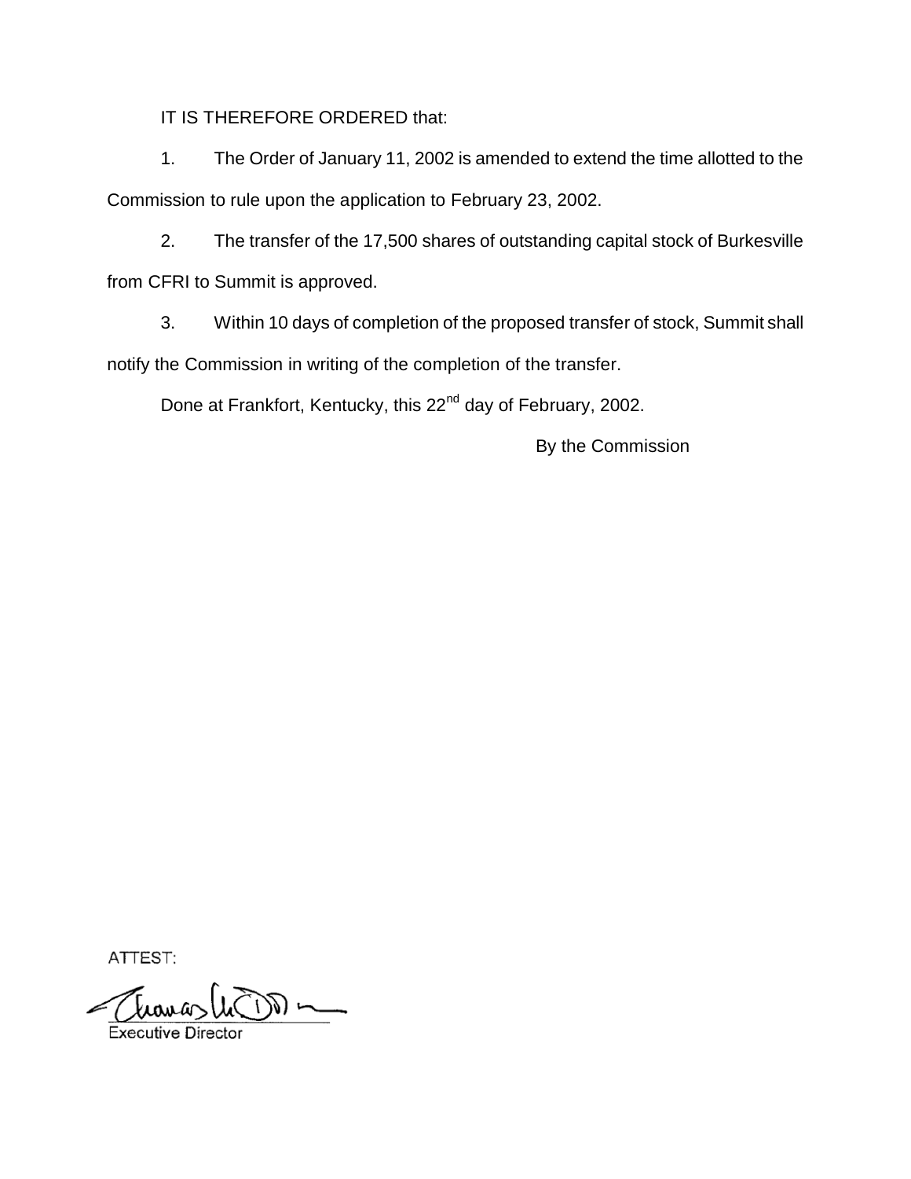IT IS THEREFORE ORDERED that:

1. The Order of January 11, 2002 is amended to extend the time allotted to the Commission to rule upon the application to February 23, 2002.

2. The transfer of the 17,500 shares of outstanding capital stock of Burkesville from CFRI to Summit is approved.

3. Within 10 days of completion of the proposed transfer of stock, Summit shall notify the Commission in writing of the completion of the transfer.

Done at Frankfort, Kentucky, this 22nd day of February, 2002.

By the Commission

ATTEST:

Executive Director